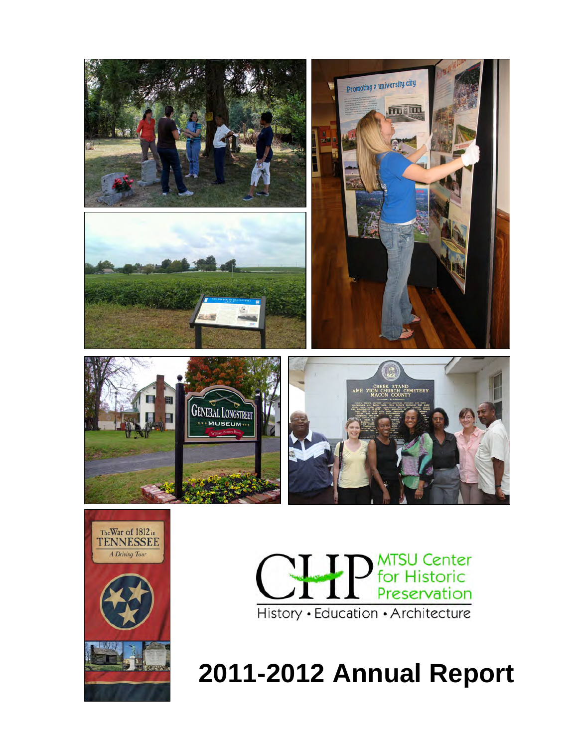MTSU Center for Historic Preservation

History • Education • Architecture

# 2011-2012 Annual Report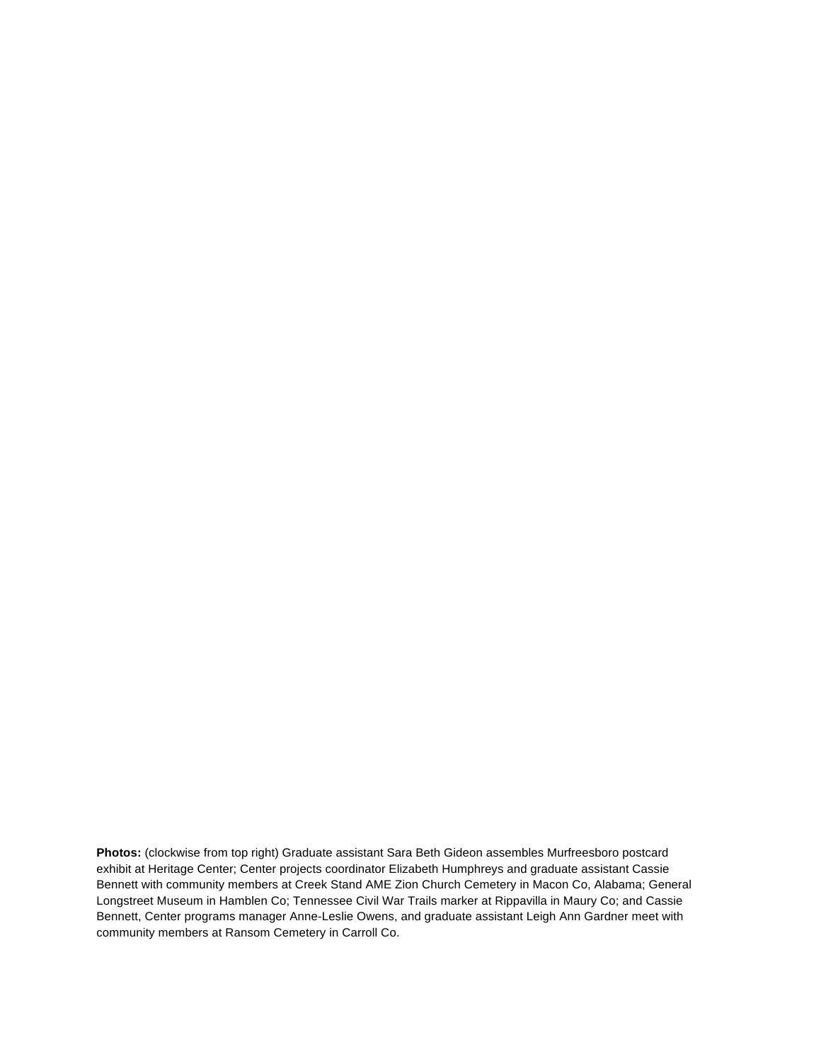**Photos:** (clockwise from top right) Graduate assistant Sara Beth Gideon assembles Murfreesboro postcard exhibit at Heritage Center; Center projects coordinator Elizabeth Humphreys and graduate assistant Cassie Bennett with community members at Creek Stand AME Zion Church Cemetery in Macon Co, Alabama; General Longstreet Museum in Hamblen Co; Tennessee Civil War Trails marker at Rippavilla in Maury Co; and Cassie Bennett, Center programs manager Anne-Leslie Owens, and graduate assistant Leigh Ann Gardner meet with community members at Ransom Cemetery in Carroll Co.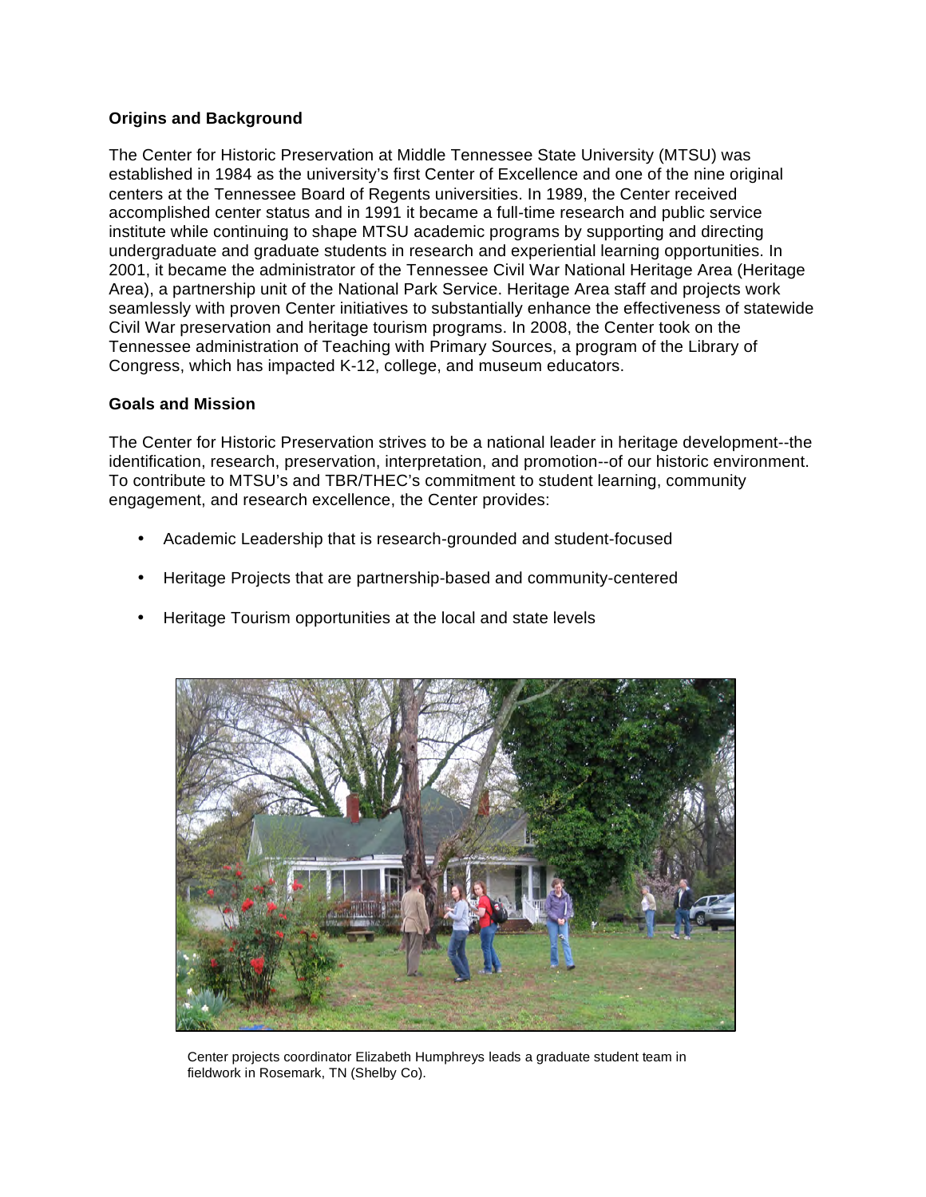**Origins and Background**

The Center for Historic Preservation at Middle Tennessee State University (MTSU) was established in 1984 as the university's first Center of Excellence and one of the nine original centers at the Tennessee Board of Regents universities. In 1989, the Center received accomplished center status and in 1991 it became a full-time research and public service institute while continuing to shape MTSU academic programs by supporting and directing undergraduate and graduate students in research and experiential learning opportunities. In 2001, it became the administrator of the Tennessee Civil War National Heritage Area (Heritage Area), a partnership unit of the National Park Service. Heritage Area staff and projects work seamlessly with proven Center initiatives to substantially enhance the effectiveness of statewide Civil War preservation and heritage tourism programs. In 2008, the Center took on the Tennessee administration of Teaching with Primary Sources, a program of the Library of Congress, which has impacted K-12, college, and museum educators.

**Goals and Mission**

The Center for Historic Preservation strives to be a national leader in heritage development--the identification, research, preservation, interpretation, and promotion--of our historic environment. To contribute to MTSU's and TBR/THEC's commitment to student learning, community engagement, and research excellence, the Center provides:

- Academic Leadership that is research-grounded and student-focused
- Heritage Projects that are partnership-based and community-centered
- Heritage Tourism opportunities at the local and state levels

Center projects coordinator Elizabeth Humphreys leads a graduate student team in fieldwork in Rosemark, TN (Shelby Co).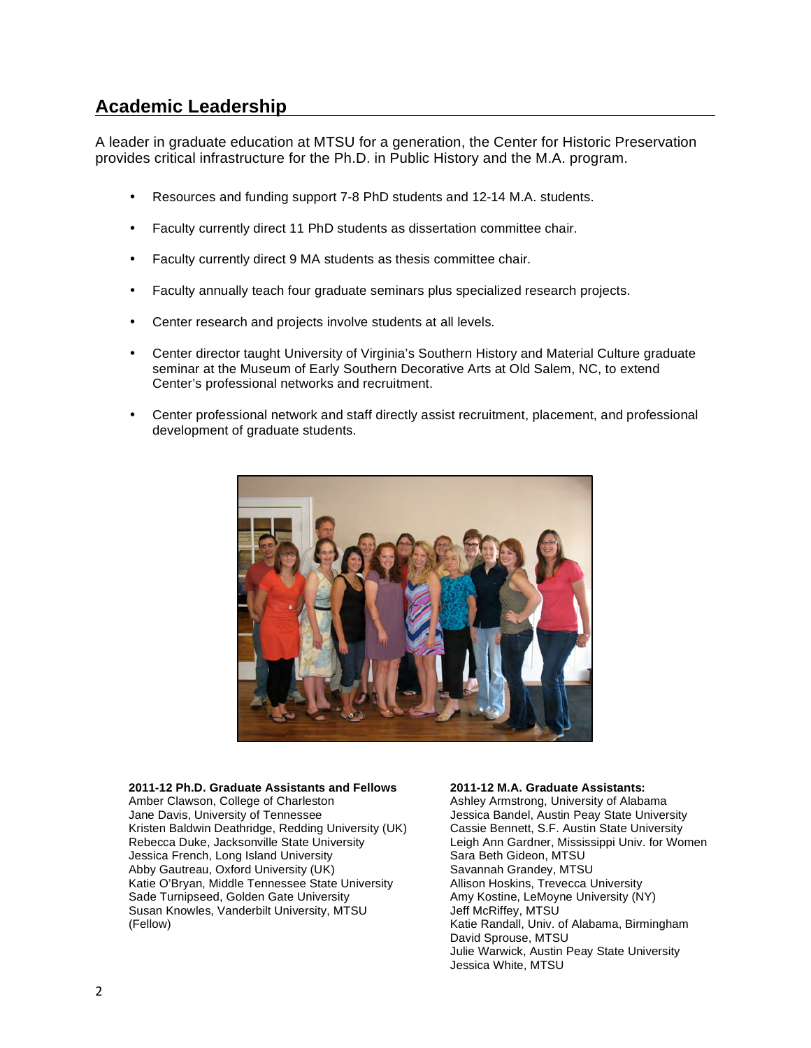## Academic Leadership

A leader in graduate education at MTSU for a generation, the Center for Historic Preservation provides critical infrastructure for the Ph.D. in Public History and the M.A. program.

- Resources and funding support 7-8 PhD students and 12-14 M.A. students.
- Faculty currently direct 11 PhD students as dissertation committee chair.
- Faculty currently direct 9 MA students as thesis committee chair.
- Faculty annually teach four graduate seminars plus specialized research projects.
- Center research and projects involve students at all levels.
- Center director taught University of Virginia's Southern History and Material Culture graduate seminar at the Museum of Early Southern Decorative Arts at Old Salem, NC, to extend Center's professional networks and recruitment.
- Center professional network and staff directly assist recruitment, placement, and professional development of graduate students.

**2011-12 Ph.D. Graduate Assistants and Fellows**
Amber Clawson, College of Charleston
Jane Davis, University of Tennessee
Kristen Baldwin Deathridge, Redding University (UK)
Rebecca Duke, Jacksonville State University
Jessica French, Long Island University
Abby Gautreau, Oxford University (UK)
Katie O'Bryan, Middle Tennessee State University
Sade Turnipseed, Golden Gate University
Susan Knowles, Vanderbilt University, MTSU (Fellow)

**2011-12 M.A. Graduate Assistants:**
Ashley Armstrong, University of Alabama
Jessica Bandel, Austin Peay State University
Cassie Bennett, S.F. Austin State University
Leigh Ann Gardner, Mississippi Univ. for Women
Sara Beth Gideon, MTSU
Savannah Grandey, MTSU
Allison Hoskins, Trevecca University
Amy Kostine, LeMoyne University (NY)
Jeff McRiffey, MTSU
Katie Randall, Univ. of Alabama, Birmingham
David Sprouse, MTSU
Julie Warwick, Austin Peay State University
Jessica White, MTSU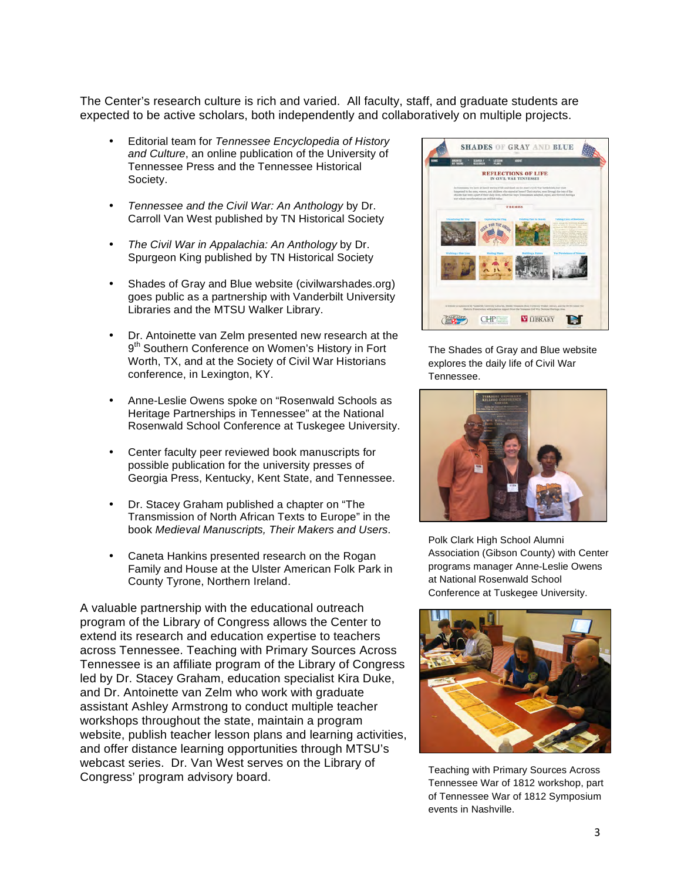The Center's research culture is rich and varied. All faculty, staff, and graduate students are expected to be active scholars, both independently and collaboratively on multiple projects.

- Editorial team for *Tennessee Encyclopedia of History and Culture*, an online publication of the University of Tennessee Press and the Tennessee Historical Society.
- *Tennessee and the Civil War: An Anthology* by Dr. Carroll Van West published by TN Historical Society
- *The Civil War in Appalachia: An Anthology* by Dr. Spurgeon King published by TN Historical Society
- Shades of Gray and Blue website (civilwarshades.org) goes public as a partnership with Vanderbilt University Libraries and the MTSU Walker Library.
- Dr. Antoinette van Zelm presented new research at the 9th Southern Conference on Women's History in Fort Worth, TX, and at the Society of Civil War Historians conference, in Lexington, KY.
- Anne-Leslie Owens spoke on "Rosenwald Schools as Heritage Partnerships in Tennessee" at the National Rosenwald School Conference at Tuskegee University.
- Center faculty peer reviewed book manuscripts for possible publication for the university presses of Georgia Press, Kentucky, Kent State, and Tennessee.
- Dr. Stacey Graham published a chapter on "The Transmission of North African Texts to Europe" in the book *Medieval Manuscripts, Their Makers and Users*.
- Caneta Hankins presented research on the Rogan Family and House at the Ulster American Folk Park in County Tyrone, Northern Ireland.

The Shades of Gray and Blue website explores the daily life of Civil War Tennessee.

Polk Clark High School Alumni Association (Gibson County) with Center programs manager Anne-Leslie Owens at National Rosenwald School Conference at Tuskegee University.

A valuable partnership with the educational outreach program of the Library of Congress allows the Center to extend its research and education expertise to teachers across Tennessee. Teaching with Primary Sources Across Tennessee is an affiliate program of the Library of Congress led by Dr. Stacey Graham, education specialist Kira Duke, and Dr. Antoinette van Zelm who work with graduate assistant Ashley Armstrong to conduct multiple teacher workshops throughout the state, maintain a program website, publish teacher lesson plans and learning activities, and offer distance learning opportunities through MTSU's webcast series. Dr. Van West serves on the Library of Congress' program advisory board.

Teaching with Primary Sources Across Tennessee War of 1812 workshop, part of Tennessee War of 1812 Symposium events in Nashville.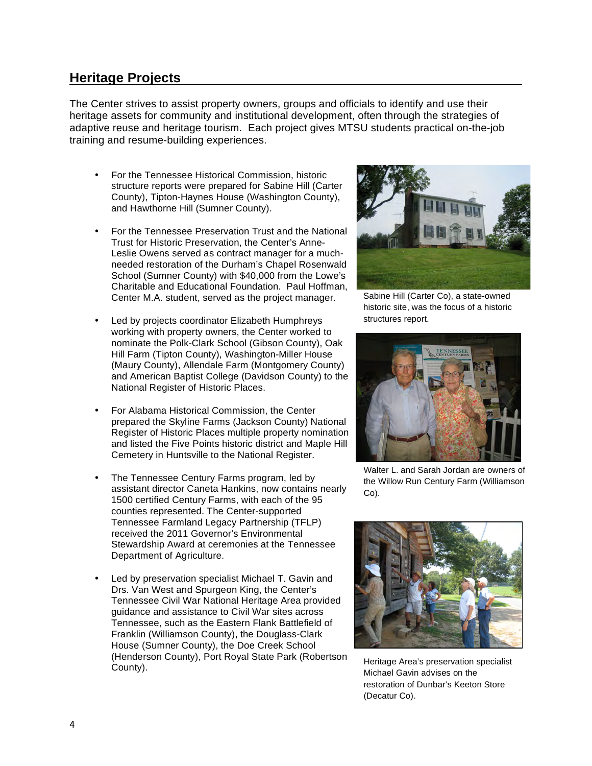## Heritage Projects

The Center strives to assist property owners, groups and officials to identify and use their heritage assets for community and institutional development, often through the strategies of adaptive reuse and heritage tourism. Each project gives MTSU students practical on-the-job training and resume-building experiences.

- For the Tennessee Historical Commission, historic structure reports were prepared for Sabine Hill (Carter County), Tipton-Haynes House (Washington County), and Hawthorne Hill (Sumner County).

- For the Tennessee Preservation Trust and the National Trust for Historic Preservation, the Center's Anne-Leslie Owens served as contract manager for a much-needed restoration of the Durham's Chapel Rosenwald School (Sumner County) with $40,000 from the Lowe's Charitable and Educational Foundation. Paul Hoffman, Center M.A. student, served as the project manager.

- Led by projects coordinator Elizabeth Humphreys working with property owners, the Center worked to nominate the Polk-Clark School (Gibson County), Oak Hill Farm (Tipton County), Washington-Miller House (Maury County), Allendale Farm (Montgomery County) and American Baptist College (Davidson County) to the National Register of Historic Places.

- For Alabama Historical Commission, the Center prepared the Skyline Farms (Jackson County) National Register of Historic Places multiple property nomination and listed the Five Points historic district and Maple Hill Cemetery in Huntsville to the National Register.

- The Tennessee Century Farms program, led by assistant director Caneta Hankins, now contains nearly 1500 certified Century Farms, with each of the 95 counties represented. The Center-supported Tennessee Farmland Legacy Partnership (TFLP) received the 2011 Governor's Environmental Stewardship Award at ceremonies at the Tennessee Department of Agriculture.

- Led by preservation specialist Michael T. Gavin and Drs. Van West and Spurgeon King, the Center's Tennessee Civil War National Heritage Area provided guidance and assistance to Civil War sites across Tennessee, such as the Eastern Flank Battlefield of Franklin (Williamson County), the Douglass-Clark House (Sumner County), the Doe Creek School (Henderson County), Port Royal State Park (Robertson County).

Sabine Hill (Carter Co), a state-owned historic site, was the focus of a historic structures report.

Walter L. and Sarah Jordan are owners of the Willow Run Century Farm (Williamson Co).

Heritage Area's preservation specialist Michael Gavin advises on the restoration of Dunbar's Keeton Store (Decatur Co).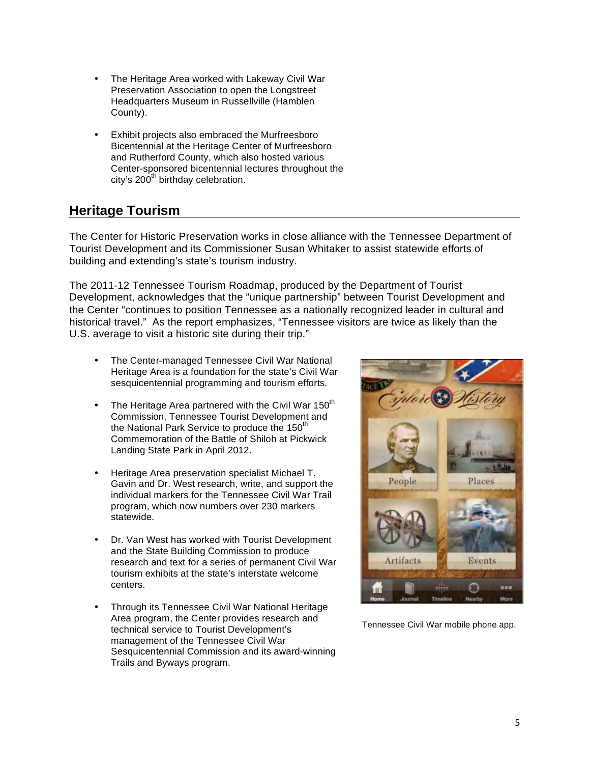- The Heritage Area worked with Lakeway Civil War Preservation Association to open the Longstreet Headquarters Museum in Russellville (Hamblen County).

- Exhibit projects also embraced the Murfreesboro Bicentennial at the Heritage Center of Murfreesboro and Rutherford County, which also hosted various Center-sponsored bicentennial lectures throughout the city's 200th birthday celebration.

## Heritage Tourism

The Center for Historic Preservation works in close alliance with the Tennessee Department of Tourist Development and its Commissioner Susan Whitaker to assist statewide efforts of building and extending's state's tourism industry.

The 2011-12 Tennessee Tourism Roadmap, produced by the Department of Tourist Development, acknowledges that the "unique partnership" between Tourist Development and the Center "continues to position Tennessee as a nationally recognized leader in cultural and historical travel." As the report emphasizes, "Tennessee visitors are twice as likely than the U.S. average to visit a historic site during their trip."

- The Center-managed Tennessee Civil War National Heritage Area is a foundation for the state's Civil War sesquicentennial programming and tourism efforts.

- The Heritage Area partnered with the Civil War 150th Commission, Tennessee Tourist Development and the National Park Service to produce the 150th Commemoration of the Battle of Shiloh at Pickwick Landing State Park in April 2012.

- Heritage Area preservation specialist Michael T. Gavin and Dr. West research, write, and support the individual markers for the Tennessee Civil War Trail program, which now numbers over 230 markers statewide.

- Dr. Van West has worked with Tourist Development and the State Building Commission to produce research and text for a series of permanent Civil War tourism exhibits at the state's interstate welcome centers.

- Through its Tennessee Civil War National Heritage Area program, the Center provides research and technical service to Tourist Development's management of the Tennessee Civil War Sesquicentennial Commission and its award-winning Trails and Byways program.

Tennessee Civil War mobile phone app.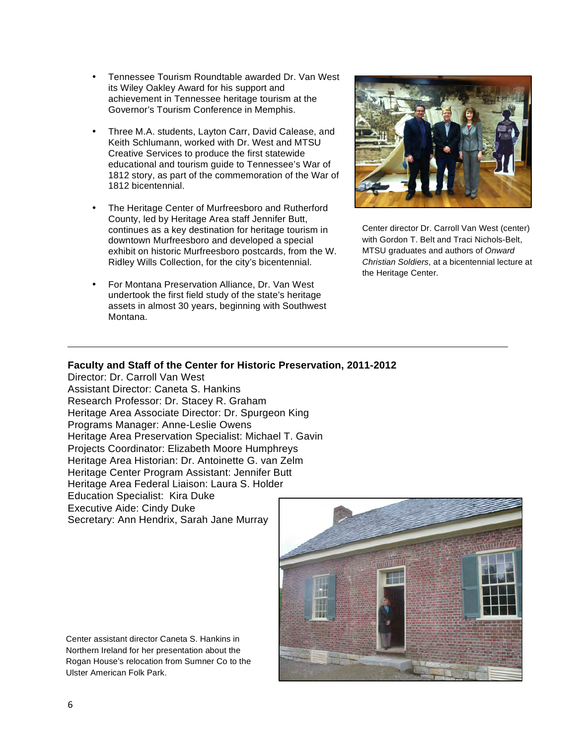- Tennessee Tourism Roundtable awarded Dr. Van West its Wiley Oakley Award for his support and achievement in Tennessee heritage tourism at the Governor's Tourism Conference in Memphis.
- Three M.A. students, Layton Carr, David Calease, and Keith Schlumann, worked with Dr. West and MTSU Creative Services to produce the first statewide educational and tourism guide to Tennessee's War of 1812 story, as part of the commemoration of the War of 1812 bicentennial.
- The Heritage Center of Murfreesboro and Rutherford County, led by Heritage Area staff Jennifer Butt, continues as a key destination for heritage tourism in downtown Murfreesboro and developed a special exhibit on historic Murfreesboro postcards, from the W. Ridley Wills Collection, for the city's bicentennial.
- For Montana Preservation Alliance, Dr. Van West undertook the first field study of the state's heritage assets in almost 30 years, beginning with Southwest Montana.

Center director Dr. Carroll Van West (center) with Gordon T. Belt and Traci Nichols-Belt, MTSU graduates and authors of *Onward Christian Soldiers*, at a bicentennial lecture at the Heritage Center.

---

**Faculty and Staff of the Center for Historic Preservation, 2011-2012**

Director: Dr. Carroll Van West
Assistant Director: Caneta S. Hankins
Research Professor: Dr. Stacey R. Graham
Heritage Area Associate Director: Dr. Spurgeon King
Programs Manager: Anne-Leslie Owens
Heritage Area Preservation Specialist: Michael T. Gavin
Projects Coordinator: Elizabeth Moore Humphreys
Heritage Area Historian: Dr. Antoinette G. van Zelm
Heritage Center Program Assistant: Jennifer Butt
Heritage Area Federal Liaison: Laura S. Holder
Education Specialist: Kira Duke
Executive Aide: Cindy Duke
Secretary: Ann Hendrix, Sarah Jane Murray

Center assistant director Caneta S. Hankins in Northern Ireland for her presentation about the Rogan House's relocation from Sumner Co to the Ulster American Folk Park.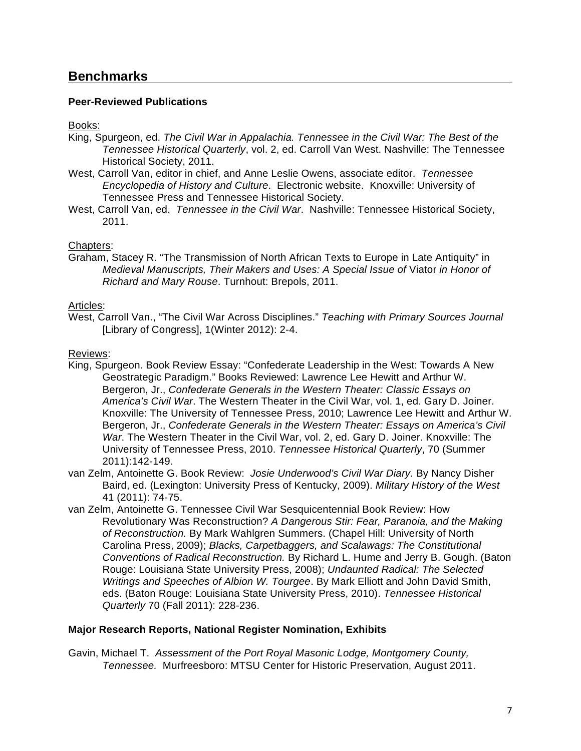## Benchmarks

### Peer-Reviewed Publications

Books:

King, Spurgeon, ed. *The Civil War in Appalachia. Tennessee in the Civil War: The Best of the Tennessee Historical Quarterly*, vol. 2, ed. Carroll Van West. Nashville: The Tennessee Historical Society, 2011.

West, Carroll Van, editor in chief, and Anne Leslie Owens, associate editor. *Tennessee Encyclopedia of History and Culture*. Electronic website. Knoxville: University of Tennessee Press and Tennessee Historical Society.

West, Carroll Van, ed. *Tennessee in the Civil War*. Nashville: Tennessee Historical Society, 2011.

Chapters:

Graham, Stacey R. "The Transmission of North African Texts to Europe in Late Antiquity" in *Medieval Manuscripts, Their Makers and Uses: A Special Issue of* Viator *in Honor of Richard and Mary Rouse*. Turnhout: Brepols, 2011.

Articles:

West, Carroll Van., "The Civil War Across Disciplines." *Teaching with Primary Sources Journal* [Library of Congress], 1(Winter 2012): 2-4.

Reviews:

King, Spurgeon. Book Review Essay: "Confederate Leadership in the West: Towards A New Geostrategic Paradigm." Books Reviewed: Lawrence Lee Hewitt and Arthur W. Bergeron, Jr., *Confederate Generals in the Western Theater: Classic Essays on America's Civil War*. The Western Theater in the Civil War, vol. 1, ed. Gary D. Joiner. Knoxville: The University of Tennessee Press, 2010; Lawrence Lee Hewitt and Arthur W. Bergeron, Jr., *Confederate Generals in the Western Theater: Essays on America's Civil War*. The Western Theater in the Civil War, vol. 2, ed. Gary D. Joiner. Knoxville: The University of Tennessee Press, 2010. *Tennessee Historical Quarterly*, 70 (Summer 2011):142-149.

van Zelm, Antoinette G. Book Review: *Josie Underwood's Civil War Diary.* By Nancy Disher Baird, ed. (Lexington: University Press of Kentucky, 2009). *Military History of the West* 41 (2011): 74-75.

van Zelm, Antoinette G. Tennessee Civil War Sesquicentennial Book Review: How Revolutionary Was Reconstruction? *A Dangerous Stir: Fear, Paranoia, and the Making of Reconstruction.* By Mark Wahlgren Summers. (Chapel Hill: University of North Carolina Press, 2009); *Blacks, Carpetbaggers, and Scalawags: The Constitutional Conventions of Radical Reconstruction.* By Richard L. Hume and Jerry B. Gough. (Baton Rouge: Louisiana State University Press, 2008); *Undaunted Radical: The Selected Writings and Speeches of Albion W. Tourgee*. By Mark Elliott and John David Smith, eds. (Baton Rouge: Louisiana State University Press, 2010). *Tennessee Historical Quarterly* 70 (Fall 2011): 228-236.

### Major Research Reports, National Register Nomination, Exhibits

Gavin, Michael T. *Assessment of the Port Royal Masonic Lodge, Montgomery County, Tennessee.* Murfreesboro: MTSU Center for Historic Preservation, August 2011.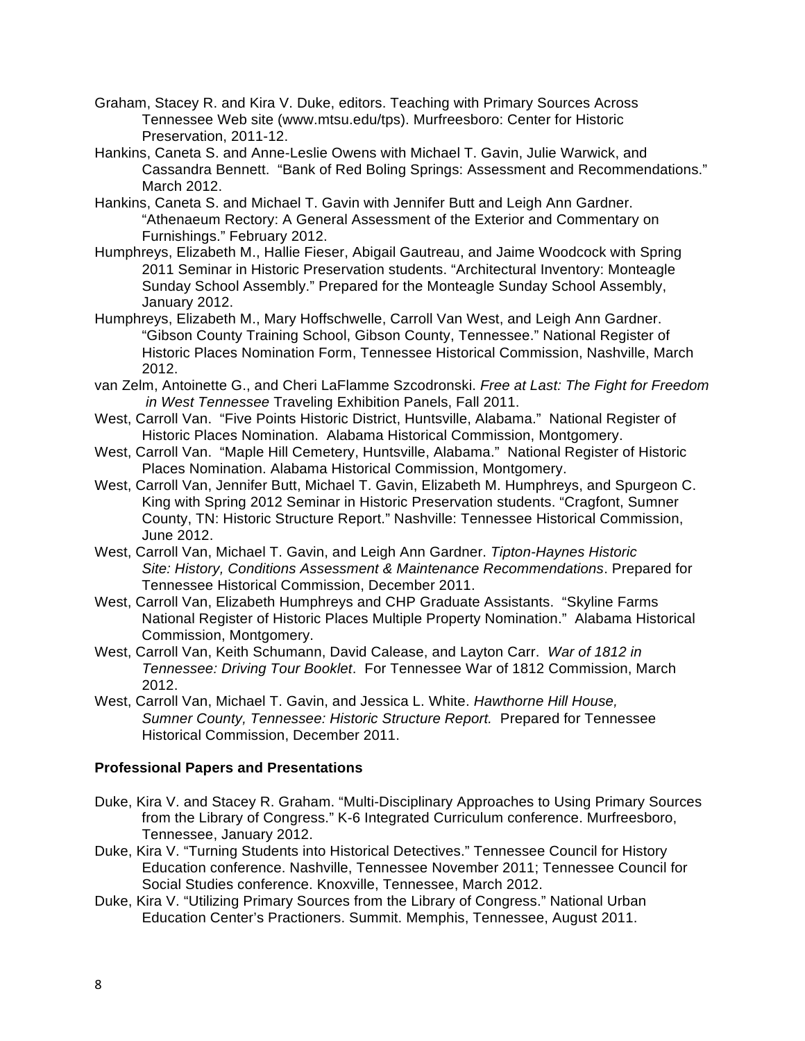Graham, Stacey R. and Kira V. Duke, editors. Teaching with Primary Sources Across Tennessee Web site (www.mtsu.edu/tps). Murfreesboro: Center for Historic Preservation, 2011-12.

Hankins, Caneta S. and Anne-Leslie Owens with Michael T. Gavin, Julie Warwick, and Cassandra Bennett. "Bank of Red Boling Springs: Assessment and Recommendations." March 2012.

Hankins, Caneta S. and Michael T. Gavin with Jennifer Butt and Leigh Ann Gardner. "Athenaeum Rectory: A General Assessment of the Exterior and Commentary on Furnishings." February 2012.

Humphreys, Elizabeth M., Hallie Fieser, Abigail Gautreau, and Jaime Woodcock with Spring 2011 Seminar in Historic Preservation students. "Architectural Inventory: Monteagle Sunday School Assembly." Prepared for the Monteagle Sunday School Assembly, January 2012.

Humphreys, Elizabeth M., Mary Hoffschwelle, Carroll Van West, and Leigh Ann Gardner. "Gibson County Training School, Gibson County, Tennessee." National Register of Historic Places Nomination Form, Tennessee Historical Commission, Nashville, March 2012.

van Zelm, Antoinette G., and Cheri LaFlamme Szcodronski. *Free at Last: The Fight for Freedom in West Tennessee* Traveling Exhibition Panels, Fall 2011.

West, Carroll Van. "Five Points Historic District, Huntsville, Alabama." National Register of Historic Places Nomination. Alabama Historical Commission, Montgomery.

West, Carroll Van. "Maple Hill Cemetery, Huntsville, Alabama." National Register of Historic Places Nomination. Alabama Historical Commission, Montgomery.

West, Carroll Van, Jennifer Butt, Michael T. Gavin, Elizabeth M. Humphreys, and Spurgeon C. King with Spring 2012 Seminar in Historic Preservation students. "Cragfont, Sumner County, TN: Historic Structure Report." Nashville: Tennessee Historical Commission, June 2012.

West, Carroll Van, Michael T. Gavin, and Leigh Ann Gardner. *Tipton-Haynes Historic Site: History, Conditions Assessment & Maintenance Recommendations*. Prepared for Tennessee Historical Commission, December 2011.

West, Carroll Van, Elizabeth Humphreys and CHP Graduate Assistants. "Skyline Farms National Register of Historic Places Multiple Property Nomination." Alabama Historical Commission, Montgomery.

West, Carroll Van, Keith Schumann, David Calease, and Layton Carr. *War of 1812 in Tennessee: Driving Tour Booklet*. For Tennessee War of 1812 Commission, March 2012.

West, Carroll Van, Michael T. Gavin, and Jessica L. White. *Hawthorne Hill House, Sumner County, Tennessee: Historic Structure Report.* Prepared for Tennessee Historical Commission, December 2011.

**Professional Papers and Presentations**

Duke, Kira V. and Stacey R. Graham. "Multi-Disciplinary Approaches to Using Primary Sources from the Library of Congress." K-6 Integrated Curriculum conference. Murfreesboro, Tennessee, January 2012.

Duke, Kira V. "Turning Students into Historical Detectives." Tennessee Council for History Education conference. Nashville, Tennessee November 2011; Tennessee Council for Social Studies conference. Knoxville, Tennessee, March 2012.

Duke, Kira V. "Utilizing Primary Sources from the Library of Congress." National Urban Education Center's Practioners. Summit. Memphis, Tennessee, August 2011.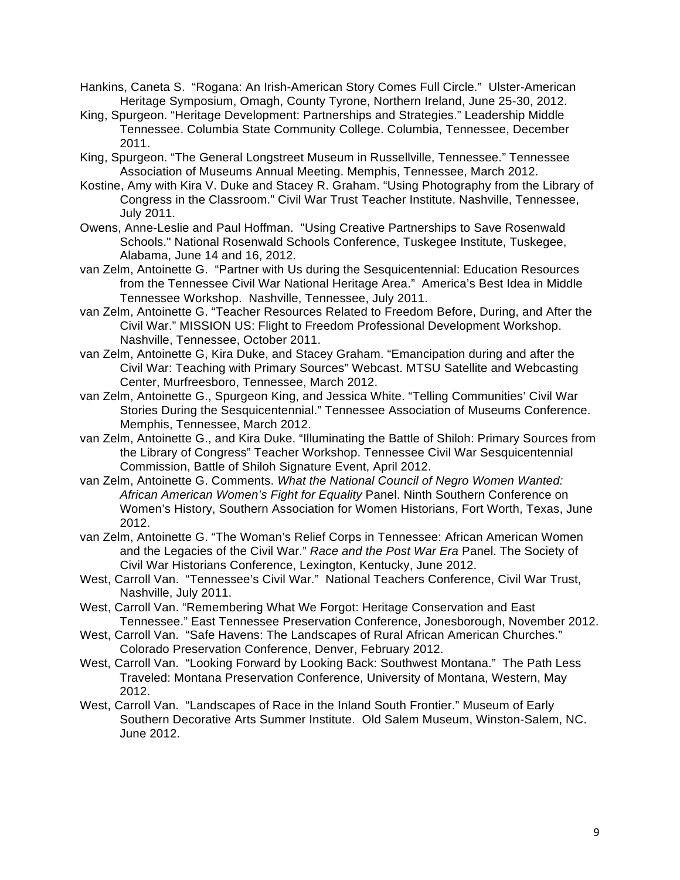Hankins, Caneta S. "Rogana: An Irish-American Story Comes Full Circle." Ulster-American Heritage Symposium, Omagh, County Tyrone, Northern Ireland, June 25-30, 2012.

King, Spurgeon. "Heritage Development: Partnerships and Strategies." Leadership Middle Tennessee. Columbia State Community College. Columbia, Tennessee, December 2011.

King, Spurgeon. "The General Longstreet Museum in Russellville, Tennessee." Tennessee Association of Museums Annual Meeting. Memphis, Tennessee, March 2012.

Kostine, Amy with Kira V. Duke and Stacey R. Graham. "Using Photography from the Library of Congress in the Classroom." Civil War Trust Teacher Institute. Nashville, Tennessee, July 2011.

Owens, Anne-Leslie and Paul Hoffman. "Using Creative Partnerships to Save Rosenwald Schools." National Rosenwald Schools Conference, Tuskegee Institute, Tuskegee, Alabama, June 14 and 16, 2012.

van Zelm, Antoinette G. "Partner with Us during the Sesquicentennial: Education Resources from the Tennessee Civil War National Heritage Area." America's Best Idea in Middle Tennessee Workshop. Nashville, Tennessee, July 2011.

van Zelm, Antoinette G. "Teacher Resources Related to Freedom Before, During, and After the Civil War." MISSION US: Flight to Freedom Professional Development Workshop. Nashville, Tennessee, October 2011.

van Zelm, Antoinette G, Kira Duke, and Stacey Graham. "Emancipation during and after the Civil War: Teaching with Primary Sources" Webcast. MTSU Satellite and Webcasting Center, Murfreesboro, Tennessee, March 2012.

van Zelm, Antoinette G., Spurgeon King, and Jessica White. "Telling Communities' Civil War Stories During the Sesquicentennial." Tennessee Association of Museums Conference. Memphis, Tennessee, March 2012.

van Zelm, Antoinette G., and Kira Duke. "Illuminating the Battle of Shiloh: Primary Sources from the Library of Congress" Teacher Workshop. Tennessee Civil War Sesquicentennial Commission, Battle of Shiloh Signature Event, April 2012.

van Zelm, Antoinette G. Comments. *What the National Council of Negro Women Wanted: African American Women's Fight for Equality* Panel. Ninth Southern Conference on Women's History, Southern Association for Women Historians, Fort Worth, Texas, June 2012.

van Zelm, Antoinette G. "The Woman's Relief Corps in Tennessee: African American Women and the Legacies of the Civil War." *Race and the Post War Era* Panel. The Society of Civil War Historians Conference, Lexington, Kentucky, June 2012.

West, Carroll Van. "Tennessee's Civil War." National Teachers Conference, Civil War Trust, Nashville, July 2011.

West, Carroll Van. "Remembering What We Forgot: Heritage Conservation and East Tennessee." East Tennessee Preservation Conference, Jonesborough, November 2012.

West, Carroll Van. "Safe Havens: The Landscapes of Rural African American Churches." Colorado Preservation Conference, Denver, February 2012.

West, Carroll Van. "Looking Forward by Looking Back: Southwest Montana." The Path Less Traveled: Montana Preservation Conference, University of Montana, Western, May 2012.

West, Carroll Van. "Landscapes of Race in the Inland South Frontier." Museum of Early Southern Decorative Arts Summer Institute. Old Salem Museum, Winston-Salem, NC. June 2012.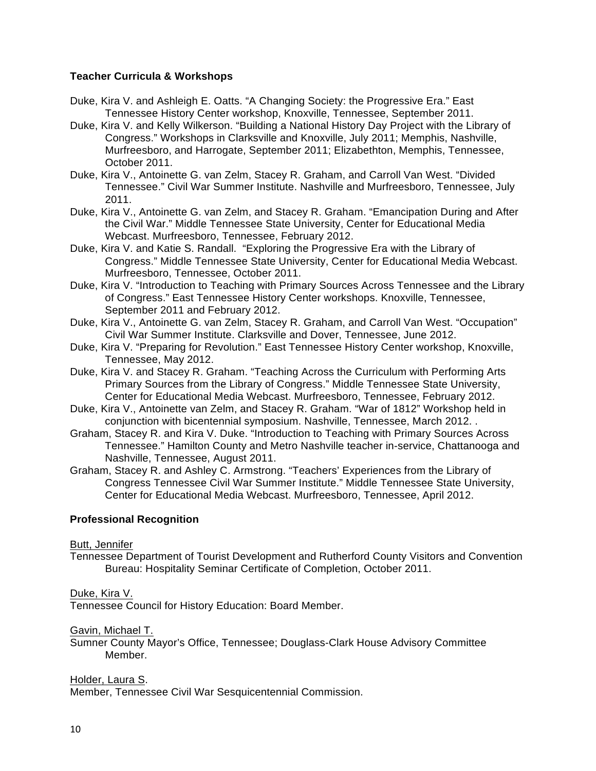### Teacher Curricula & Workshops

Duke, Kira V. and Ashleigh E. Oatts. "A Changing Society: the Progressive Era." East Tennessee History Center workshop, Knoxville, Tennessee, September 2011.

Duke, Kira V. and Kelly Wilkerson. "Building a National History Day Project with the Library of Congress." Workshops in Clarksville and Knoxville, July 2011; Memphis, Nashville, Murfreesboro, and Harrogate, September 2011; Elizabethton, Memphis, Tennessee, October 2011.

Duke, Kira V., Antoinette G. van Zelm, Stacey R. Graham, and Carroll Van West. "Divided Tennessee." Civil War Summer Institute. Nashville and Murfreesboro, Tennessee, July 2011.

Duke, Kira V., Antoinette G. van Zelm, and Stacey R. Graham. "Emancipation During and After the Civil War." Middle Tennessee State University, Center for Educational Media Webcast. Murfreesboro, Tennessee, February 2012.

Duke, Kira V. and Katie S. Randall. "Exploring the Progressive Era with the Library of Congress." Middle Tennessee State University, Center for Educational Media Webcast. Murfreesboro, Tennessee, October 2011.

Duke, Kira V. "Introduction to Teaching with Primary Sources Across Tennessee and the Library of Congress." East Tennessee History Center workshops. Knoxville, Tennessee, September 2011 and February 2012.

Duke, Kira V., Antoinette G. van Zelm, Stacey R. Graham, and Carroll Van West. "Occupation" Civil War Summer Institute. Clarksville and Dover, Tennessee, June 2012.

Duke, Kira V. "Preparing for Revolution." East Tennessee History Center workshop, Knoxville, Tennessee, May 2012.

Duke, Kira V. and Stacey R. Graham. "Teaching Across the Curriculum with Performing Arts Primary Sources from the Library of Congress." Middle Tennessee State University, Center for Educational Media Webcast. Murfreesboro, Tennessee, February 2012.

Duke, Kira V., Antoinette van Zelm, and Stacey R. Graham. "War of 1812" Workshop held in conjunction with bicentennial symposium. Nashville, Tennessee, March 2012. .

Graham, Stacey R. and Kira V. Duke. "Introduction to Teaching with Primary Sources Across Tennessee." Hamilton County and Metro Nashville teacher in-service, Chattanooga and Nashville, Tennessee, August 2011.

Graham, Stacey R. and Ashley C. Armstrong. "Teachers' Experiences from the Library of Congress Tennessee Civil War Summer Institute." Middle Tennessee State University, Center for Educational Media Webcast. Murfreesboro, Tennessee, April 2012.

### Professional Recognition

<u>Butt, Jennifer</u>

Tennessee Department of Tourist Development and Rutherford County Visitors and Convention Bureau: Hospitality Seminar Certificate of Completion, October 2011.

<u>Duke, Kira V.</u>

Tennessee Council for History Education: Board Member.

<u>Gavin, Michael T.</u>

Sumner County Mayor's Office, Tennessee; Douglass-Clark House Advisory Committee Member.

<u>Holder, Laura S</u>.

Member, Tennessee Civil War Sesquicentennial Commission.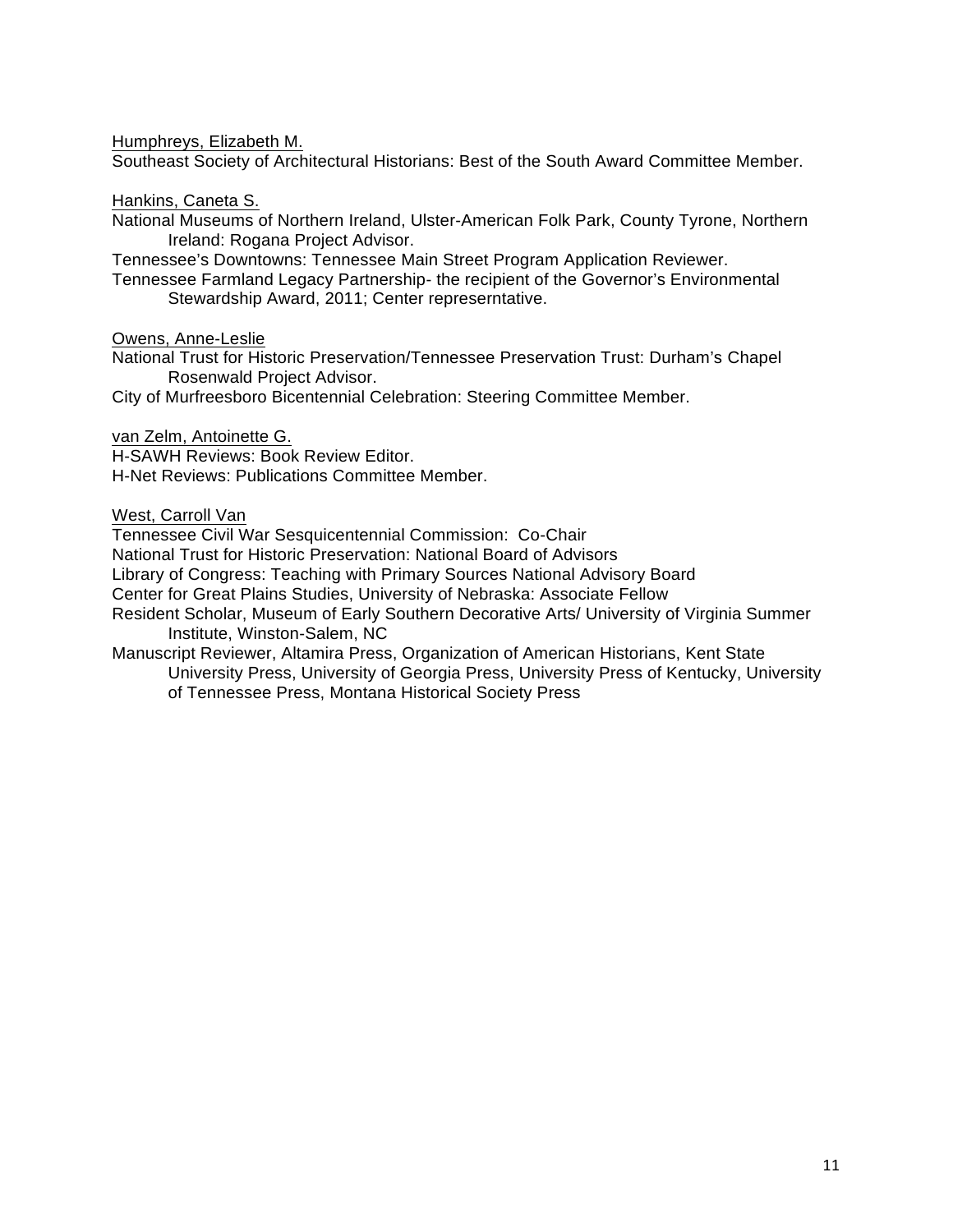<u>Humphreys, Elizabeth M.</u>
Southeast Society of Architectural Historians: Best of the South Award Committee Member.

<u>Hankins, Caneta S.</u>
National Museums of Northern Ireland, Ulster-American Folk Park, County Tyrone, Northern Ireland: Rogana Project Advisor.
Tennessee's Downtowns: Tennessee Main Street Program Application Reviewer.
Tennessee Farmland Legacy Partnership- the recipient of the Governor's Environmental Stewardship Award, 2011; Center represerntative.

<u>Owens, Anne-Leslie</u>
National Trust for Historic Preservation/Tennessee Preservation Trust: Durham's Chapel Rosenwald Project Advisor.
City of Murfreesboro Bicentennial Celebration: Steering Committee Member.

<u>van Zelm, Antoinette G.</u>
H-SAWH Reviews: Book Review Editor.
H-Net Reviews: Publications Committee Member.

<u>West, Carroll Van</u>
Tennessee Civil War Sesquicentennial Commission: Co-Chair
National Trust for Historic Preservation: National Board of Advisors
Library of Congress: Teaching with Primary Sources National Advisory Board
Center for Great Plains Studies, University of Nebraska: Associate Fellow
Resident Scholar, Museum of Early Southern Decorative Arts/ University of Virginia Summer Institute, Winston-Salem, NC
Manuscript Reviewer, Altamira Press, Organization of American Historians, Kent State University Press, University of Georgia Press, University Press of Kentucky, University of Tennessee Press, Montana Historical Society Press